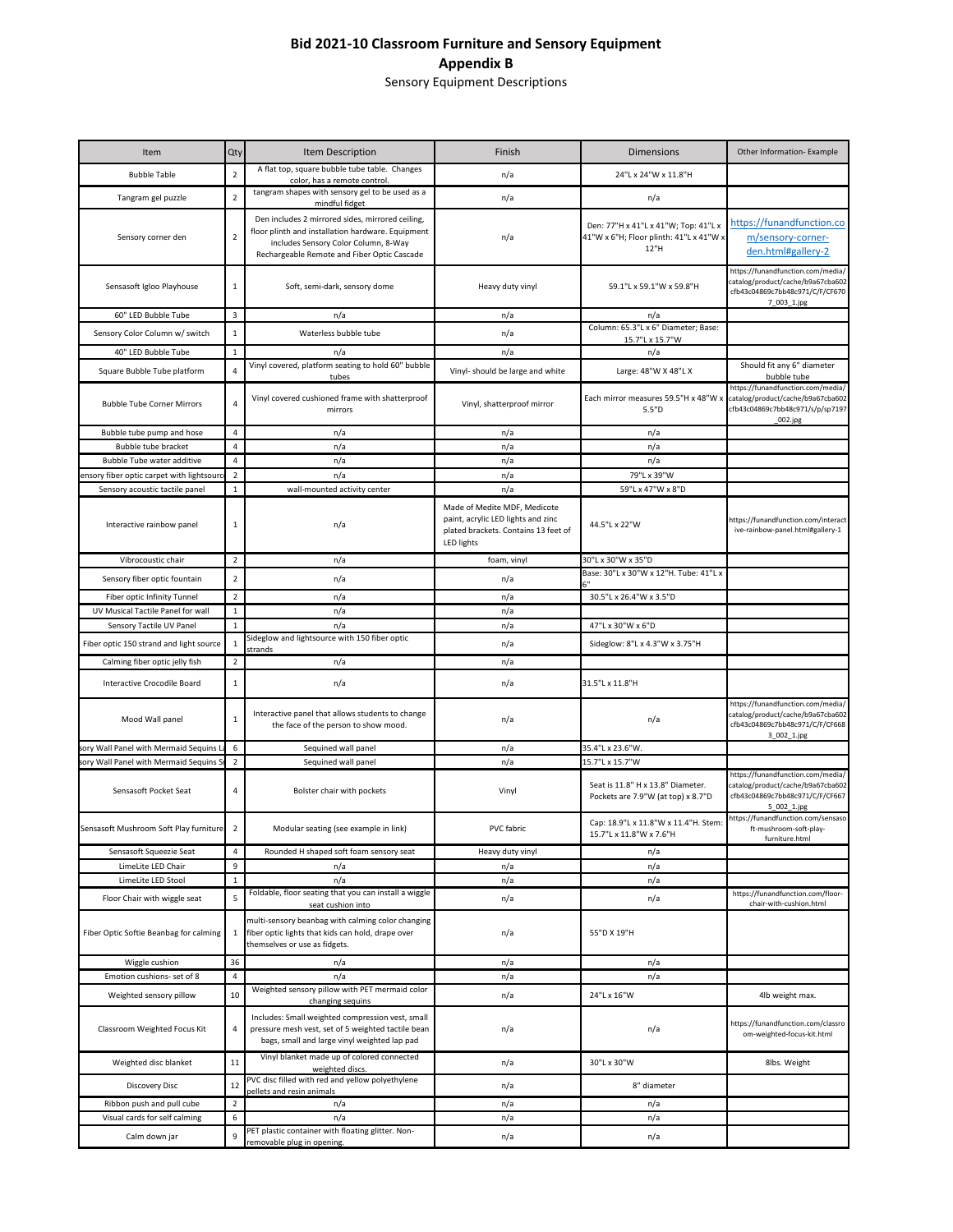# Bid 2021-10 Classroom Furniture and Sensory Equipment

## Appendix B

Sensory Equipment Descriptions

| Item | Qty | Item Description | Finish | Dimensions | Other Information- Example |
|---|---|---|---|---|---|
| Bubble Table | 2 | A flat top, square bubble tube table. Changes color, has a remote control. | n/a | 24"L x 24"W x 11.8"H | |
| Tangram gel puzzle | 2 | tangram shapes with sensory gel to be used as a mindful fidget | n/a | n/a | |
| Sensory corner den | 2 | Den includes 2 mirrored sides, mirrored ceiling, floor plinth and installation hardware. Equipment includes Sensory Color Column, 8-Way Rechargeable Remote and Fiber Optic Cascade | n/a | Den: 77"H x 41"L x 41"W; Top: 41"L x 41"W x 6"H; Floor plinth: 41"L x 41"W x 12"H | https://funandfunction.com/sensory-corner-den.html#gallery-2 |
| Sensasoft Igloo Playhouse | 1 | Soft, semi-dark, sensory dome | Heavy duty vinyl | 59.1"L x 59.1"W x 59.8"H | https://funandfunction.com/media/catalog/product/cache/b9a67cba602cfb43c04869c7bb48c971/C/F/CF6707_003_1.jpg |
| 60" LED Bubble Tube | 3 | n/a | n/a | n/a | |
| Sensory Color Column w/ switch | 1 | Waterless bubble tube | n/a | Column: 65.3"L x 6" Diameter; Base: 15.7"L x 15.7"W | |
| 40" LED Bubble Tube | 1 | n/a | n/a | n/a | |
| Square Bubble Tube platform | 4 | Vinyl covered, platform seating to hold 60" bubble tubes | Vinyl- should be large and white | Large: 48"W X 48"L X | Should fit any 6" diameter bubble tube |
| Bubble Tube Corner Mirrors | 4 | Vinyl covered cushioned frame with shatterproof mirrors | Vinyl, shatterproof mirror | Each mirror measures 59.5"H x 48"W x 5.5"D | https://funandfunction.com/media/catalog/product/cache/b9a67cba602cfb43c04869c7bb48c971/s/p/sp7197_002.jpg |
| Bubble tube pump and hose | 4 | n/a | n/a | n/a | |
| Bubble tube bracket | 4 | n/a | n/a | n/a | |
| Bubble Tube water additive | 4 | n/a | n/a | n/a | |
| ensory fiber optic carpet with lightsourc | 2 | n/a | n/a | 79"L x 39"W | |
| Sensory acoustic tactile panel | 1 | wall-mounted activity center | n/a | 59"L x 47"W x 8"D | |
| Interactive rainbow panel | 1 | n/a | Made of Medite MDF, Medicote paint, acrylic LED lights and zinc plated brackets. Contains 13 feet of LED lights | 44.5"L x 22"W | https://funandfunction.com/interactive-rainbow-panel.html#gallery-1 |
| Vibrocoustic chair | 2 | n/a | foam, vinyl | 30"L x 30"W x 35"D | |
| Sensory fiber optic fountain | 2 | n/a | n/a | Base: 30"L x 30"W x 12"H. Tube: 41"L x 6" | |
| Fiber optic Infinity Tunnel | 2 | n/a | n/a | 30.5"L x 26.4"W x 3.5"D | |
| UV Musical Tactile Panel for wall | 1 | n/a | n/a | | |
| Sensory Tactile UV Panel | 1 | n/a | n/a | 47"L x 30"W x 6"D | |
| Fiber optic 150 strand and light source | 1 | Sideglow and lightsource with 150 fiber optic strands | n/a | Sideglow: 8"L x 4.3"W x 3.75"H | |
| Calming fiber optic jelly fish | 2 | n/a | n/a | | |
| Interactive Crocodile Board | 1 | n/a | n/a | 31.5"L x 11.8"H | |
| Mood Wall panel | 1 | Interactive panel that allows students to change the face of the person to show mood. | n/a | n/a | https://funandfunction.com/media/catalog/product/cache/b9a67cba602cfb43c04869c7bb48c971/C/F/CF6683_002_1.jpg |
| sory Wall Panel with Mermaid Sequins La | 6 | Sequined wall panel | n/a | 35.4"L x 23.6"W. | |
| sory Wall Panel with Mermaid Sequins Sr | 2 | Sequined wall panel | n/a | 15.7"L x 15.7"W | |
| Sensasoft Pocket Seat | 4 | Bolster chair with pockets | Vinyl | Seat is 11.8" H x 13.8" Diameter. Pockets are 7.9"W (at top) x 8.7"D | https://funandfunction.com/media/catalog/product/cache/b9a67cba602cfb43c04869c7bb48c971/C/F/CF6675_002_1.jpg |
| Sensasoft Mushroom Soft Play furniture | 2 | Modular seating (see example in link) | PVC fabric | Cap: 18.9"L x 11.8"W x 11.4"H. Stem: 15.7"L x 11.8"W x 7.6"H | https://funandfunction.com/sensasoft-mushroom-soft-play-furniture.html |
| Sensasoft Squeezie Seat | 4 | Rounded H shaped soft foam sensory seat | Heavy duty vinyl | n/a | |
| LimeLite LED Chair | 9 | n/a | n/a | n/a | |
| LimeLite LED Stool | 1 | n/a | n/a | n/a | |
| Floor Chair with wiggle seat | 5 | Foldable, floor seating that you can install a wiggle seat cushion into | n/a | n/a | https://funandfunction.com/floor-chair-with-cushion.html |
| Fiber Optic Softie Beanbag for calming | 1 | multi-sensory beanbag with calming color changing fiber optic lights that kids can hold, drape over themselves or use as fidgets. | n/a | 55"D X 19"H | |
| Wiggle cushion | 36 | n/a | n/a | n/a | |
| Emotion cushions- set of 8 | 4 | n/a | n/a | n/a | |
| Weighted sensory pillow | 10 | Weighted sensory pillow with PET mermaid color changing sequins | n/a | 24"L x 16"W | 4lb weight max. |
| Classroom Weighted Focus Kit | 4 | Includes: Small weighted compression vest, small pressure mesh vest, set of 5 weighted tactile bean bags, small and large vinyl weighted lap pad | n/a | n/a | https://funandfunction.com/classroom-weighted-focus-kit.html |
| Weighted disc blanket | 11 | Vinyl blanket made up of colored connected weighted discs. | n/a | 30"L x 30"W | 8lbs. Weight |
| Discovery Disc | 12 | PVC disc filled with red and yellow polyethylene pellets and resin animals | n/a | 8" diameter | |
| Ribbon push and pull cube | 2 | n/a | n/a | n/a | |
| Visual cards for self calming | 6 | n/a | n/a | n/a | |
| Calm down jar | 9 | PET plastic container with floating glitter. Non-removable plug in opening. | n/a | n/a | |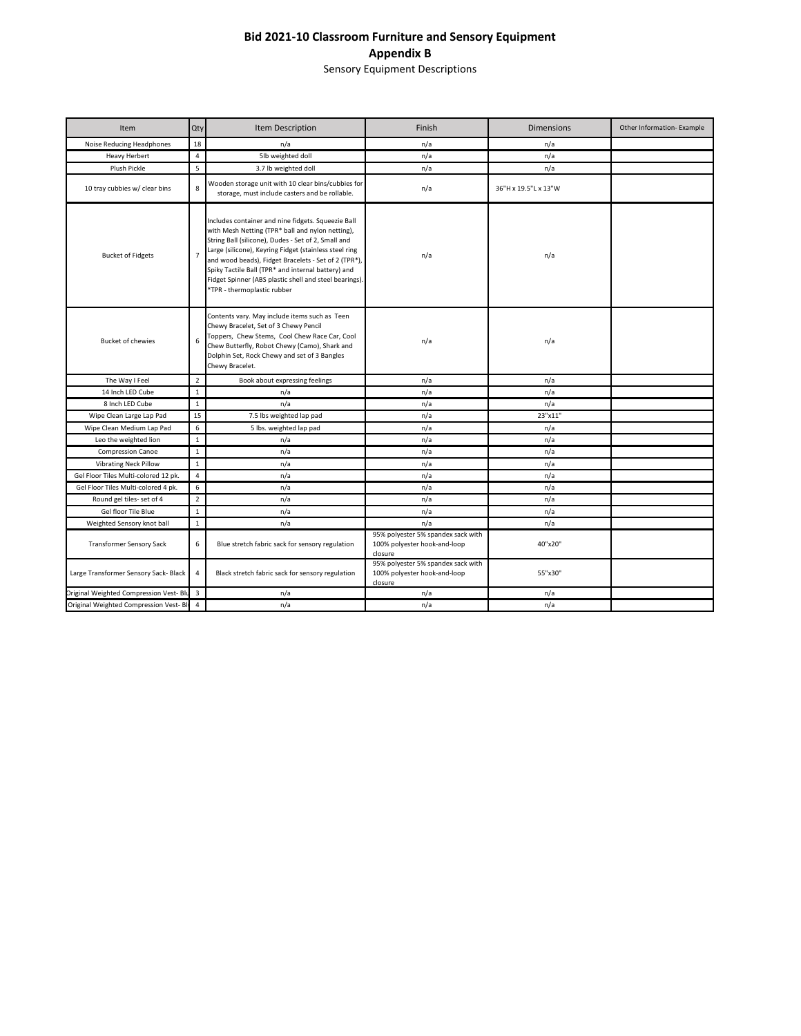# Bid 2021-10 Classroom Furniture and Sensory Equipment

## Appendix B

Sensory Equipment Descriptions

| Item | Qty | Item Description | Finish | Dimensions | Other Information- Example |
|---|---|---|---|---|---|
| Noise Reducing Headphones | 18 | n/a | n/a | n/a | |
| Heavy Herbert | 4 | 5lb weighted doll | n/a | n/a | |
| Plush Pickle | 5 | 3.7 lb weighted doll | n/a | n/a | |
| 10 tray cubbies w/ clear bins | 8 | Wooden storage unit with 10 clear bins/cubbies for storage, must include casters and be rollable. | n/a | 36"H x 19.5"L x 13"W | |
| Bucket of Fidgets | 7 | Includes container and nine fidgets. Squeezie Ball with Mesh Netting (TPR* ball and nylon netting), String Ball (silicone), Dudes - Set of 2, Small and Large (silicone), Keyring Fidget (stainless steel ring and wood beads), Fidget Bracelets - Set of 2 (TPR*), Spiky Tactile Ball (TPR* and internal battery) and Fidget Spinner (ABS plastic shell and steel bearings). *TPR - thermoplastic rubber | n/a | n/a | |
| Bucket of chewies | 6 | Contents vary. May include items such as Teen Chewy Bracelet, Set of 3 Chewy Pencil Toppers, Chew Stems, Cool Chew Race Car, Cool Chew Butterfly, Robot Chewy (Camo), Shark and Dolphin Set, Rock Chewy and set of 3 Bangles Chewy Bracelet. | n/a | n/a | |
| The Way I Feel | 2 | Book about expressing feelings | n/a | n/a | |
| 14 Inch LED Cube | 1 | n/a | n/a | n/a | |
| 8 Inch LED Cube | 1 | n/a | n/a | n/a | |
| Wipe Clean Large Lap Pad | 15 | 7.5 lbs weighted lap pad | n/a | 23"x11" | |
| Wipe Clean Medium Lap Pad | 6 | 5 lbs. weighted lap pad | n/a | n/a | |
| Leo the weighted lion | 1 | n/a | n/a | n/a | |
| Compression Canoe | 1 | n/a | n/a | n/a | |
| Vibrating Neck Pillow | 1 | n/a | n/a | n/a | |
| Gel Floor Tiles Multi-colored 12 pk. | 4 | n/a | n/a | n/a | |
| Gel Floor Tiles Multi-colored 4 pk. | 6 | n/a | n/a | n/a | |
| Round gel tiles- set of 4 | 2 | n/a | n/a | n/a | |
| Gel floor Tile Blue | 1 | n/a | n/a | n/a | |
| Weighted Sensory knot ball | 1 | n/a | n/a | n/a | |
| Transformer Sensory Sack | 6 | Blue stretch fabric sack for sensory regulation | 95% polyester 5% spandex sack with 100% polyester hook-and-loop closure | 40"x20" | |
| Large Transformer Sensory Sack- Black | 4 | Black stretch fabric sack for sensory regulation | 95% polyester 5% spandex sack with 100% polyester hook-and-loop closure | 55"x30" | |
| Original Weighted Compression Vest- Blu | 3 | n/a | n/a | n/a | |
| Original Weighted Compression Vest- Bl | 4 | n/a | n/a | n/a | |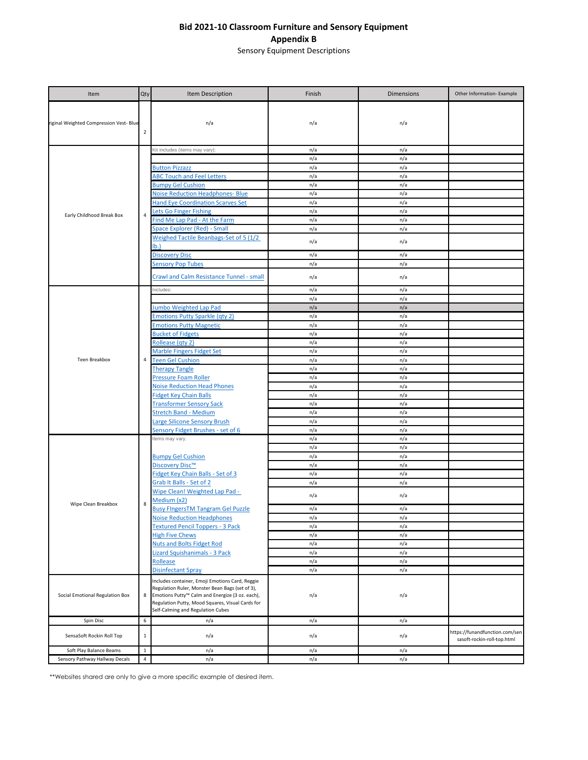# Bid 2021-10 Classroom Furniture and Sensory Equipment

## Appendix B

Sensory Equipment Descriptions

| Item | Qty | Item Description | Finish | Dimensions | Other Information- Example |
|---|---|---|---|---|---|
| riginal Weighted Compression Vest- Blue | 2 | n/a | n/a | n/a | |
| Early Childhood Break Box | 4 | Kit includes (items may vary): | n/a | n/a | |
| | | | n/a | n/a | |
| | | Button Pizzazz | n/a | n/a | |
| | | ABC Touch and Feel Letters | n/a | n/a | |
| | | Bumpy Gel Cushion | n/a | n/a | |
| | | Noise Reduction Headphones- Blue | n/a | n/a | |
| | | Hand Eye Coordination Scarves Set | n/a | n/a | |
| | | Lets Go Finger Fishing | n/a | n/a | |
| | | Find Me Lap Pad - At the Farm | n/a | n/a | |
| | | Space Explorer (Red) - Small | n/a | n/a | |
| | | Weighed Tactile Beanbags-Set of 5 (1/2 lb.) | n/a | n/a | |
| | | Discovery Disc | n/a | n/a | |
| | | Sensory Pop Tubes | n/a | n/a | |
| | | Crawl and Calm Resistance Tunnel - small | n/a | n/a | |
| Teen Breakbox | 4 | Includes: | n/a | n/a | |
| | | | n/a | n/a | |
| | | Jumbo Weighted Lap Pad | n/a | n/a | |
| | | Emotions Putty Sparkle (qty 2) | n/a | n/a | |
| | | Emotions Putty Magnetic | n/a | n/a | |
| | | Bucket of Fidgets | n/a | n/a | |
| | | Rollease (qty 2) | n/a | n/a | |
| | | Marble Fingers Fidget Set | n/a | n/a | |
| | | Teen Gel Cushion | n/a | n/a | |
| | | Therapy Tangle | n/a | n/a | |
| | | Pressure Foam Roller | n/a | n/a | |
| | | Noise Reduction Head Phones | n/a | n/a | |
| | | Fidget Key Chain Balls | n/a | n/a | |
| | | Transformer Sensory Sack | n/a | n/a | |
| | | Stretch Band - Medium | n/a | n/a | |
| | | Large Silicone Sensory Brush | n/a | n/a | |
| | | Sensory Fidget Brushes - set of 6 | n/a | n/a | |
| Wipe Clean Breakbox | 8 | Items may vary. | n/a | n/a | |
| | | | n/a | n/a | |
| | | Bumpy Gel Cushion | n/a | n/a | |
| | | Discovery Disc™ | n/a | n/a | |
| | | Fidget Key Chain Balls - Set of 3 | n/a | n/a | |
| | | Grab It Balls - Set of 2 | n/a | n/a | |
| | | Wipe Clean! Weighted Lap Pad - Medium (x2) | n/a | n/a | |
| | | Busy FIngersTM Tangram Gel Puzzle | n/a | n/a | |
| | | Noise Reduction Headphones | n/a | n/a | |
| | | Textured Pencil Toppers - 3 Pack | n/a | n/a | |
| | | High Five Chews | n/a | n/a | |
| | | Nuts and Bolts Fidget Rod | n/a | n/a | |
| | | Lizard Squishanimals - 3 Pack | n/a | n/a | |
| | | Rollease | n/a | n/a | |
| | | Disinfectant Spray | n/a | n/a | |
| Social Emotional Regulation Box | 8 | Includes container, Emoji Emotions Card, Reggie Regulation Ruler, Monster Bean Bags (set of 3), Emotions Putty™ Calm and Energize (3 oz. each), Regulation Putty, Mood Squares, Visual Cards for Self-Calming and Regulation Cubes | n/a | n/a | |
| Spin Disc | 6 | n/a | n/a | n/a | |
| SensaSoft Rockin Roll Top | 1 | n/a | n/a | n/a | https://funandfunction.com/sensasoft-rockin-roll-top.html |
| Soft Play Balance Beams | 1 | n/a | n/a | n/a | |
| Sensory Pathway Hallway Decals | 4 | n/a | n/a | n/a | |

**Websites shared are only to give a more specific example of desired item.